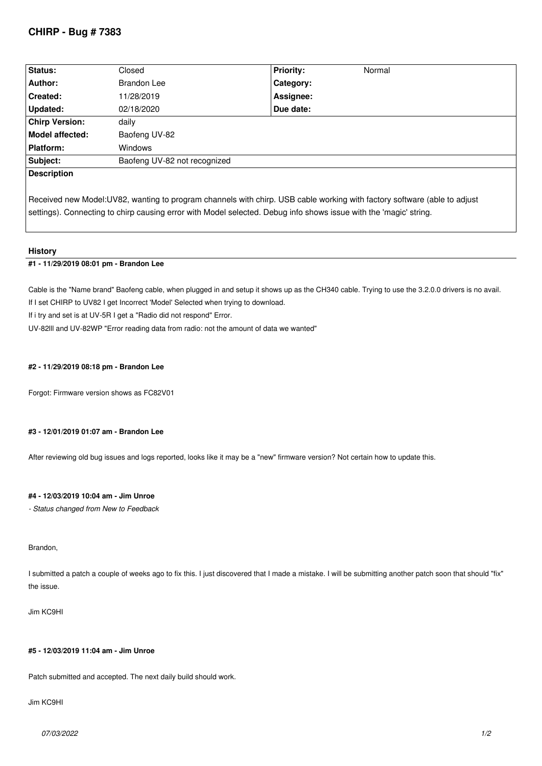# CHIRP - Bug # 7383

| Status: | Closed | Priority: | Normal |
| --- | --- | --- | --- |
| Author: | Brandon Lee | Category: | |
| Created: | 11/28/2019 | Assignee: | |
| Updated: | 02/18/2020 | Due date: | |
| Chirp Version: | daily | | |
| Model affected: | Baofeng UV-82 | | |
| Platform: | Windows | | |
| Subject: | Baofeng UV-82 not recognized | | |

**Description**

Received new Model:UV82, wanting to program channels with chirp. USB cable working with factory software (able to adjust settings). Connecting to chirp causing error with Model selected. Debug info shows issue with the 'magic' string.

## History

### #1 - 11/29/2019 08:01 pm - Brandon Lee

Cable is the "Name brand" Baofeng cable, when plugged in and setup it shows up as the CH340 cable. Trying to use the 3.2.0.0 drivers is no avail.

If I set CHIRP to UV82 I get Incorrect 'Model' Selected when trying to download.

If i try and set is at UV-5R I get a "Radio did not respond" Error.

UV-82lll and UV-82WP "Error reading data from radio: not the amount of data we wanted"

### #2 - 11/29/2019 08:18 pm - Brandon Lee

Forgot: Firmware version shows as FC82V01

### #3 - 12/01/2019 01:07 am - Brandon Lee

After reviewing old bug issues and logs reported, looks like it may be a "new" firmware version? Not certain how to update this.

### #4 - 12/03/2019 10:04 am - Jim Unroe

*- Status changed from New to Feedback*

Brandon,

I submitted a patch a couple of weeks ago to fix this. I just discovered that I made a mistake. I will be submitting another patch soon that should "fix" the issue.

Jim KC9HI

### #5 - 12/03/2019 11:04 am - Jim Unroe

Patch submitted and accepted. The next daily build should work.

Jim KC9HI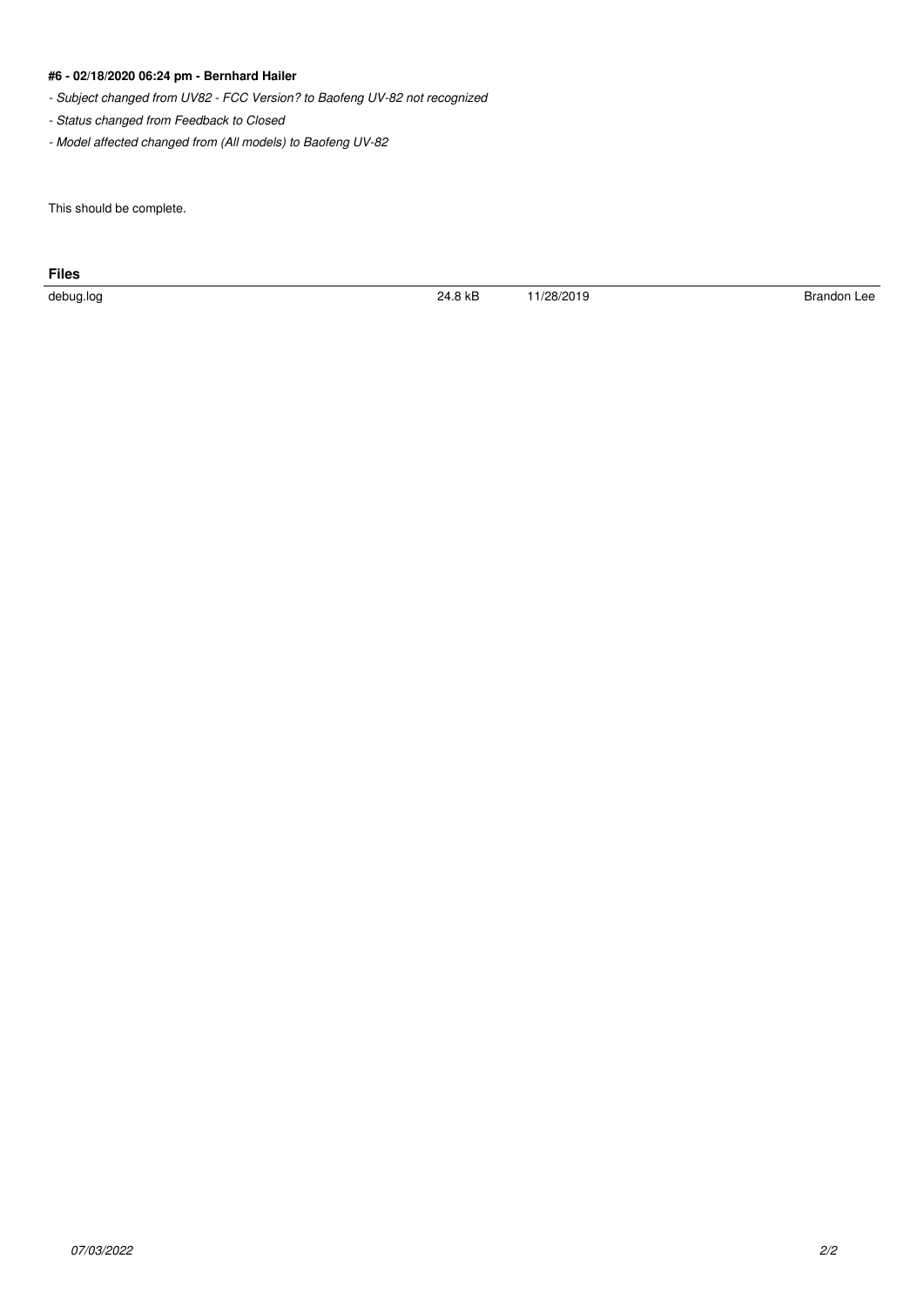#### #6 - 02/18/2020 06:24 pm - Bernhard Hailer

- *Subject changed from UV82 - FCC Version? to Baofeng UV-82 not recognized*
- *Status changed from Feedback to Closed*
- *Model affected changed from (All models) to Baofeng UV-82*

This should be complete.

**Files**

| | | | |
|---|---|---|---|
| debug.log | 24.8 kB | 11/28/2019 | Brandon Lee |